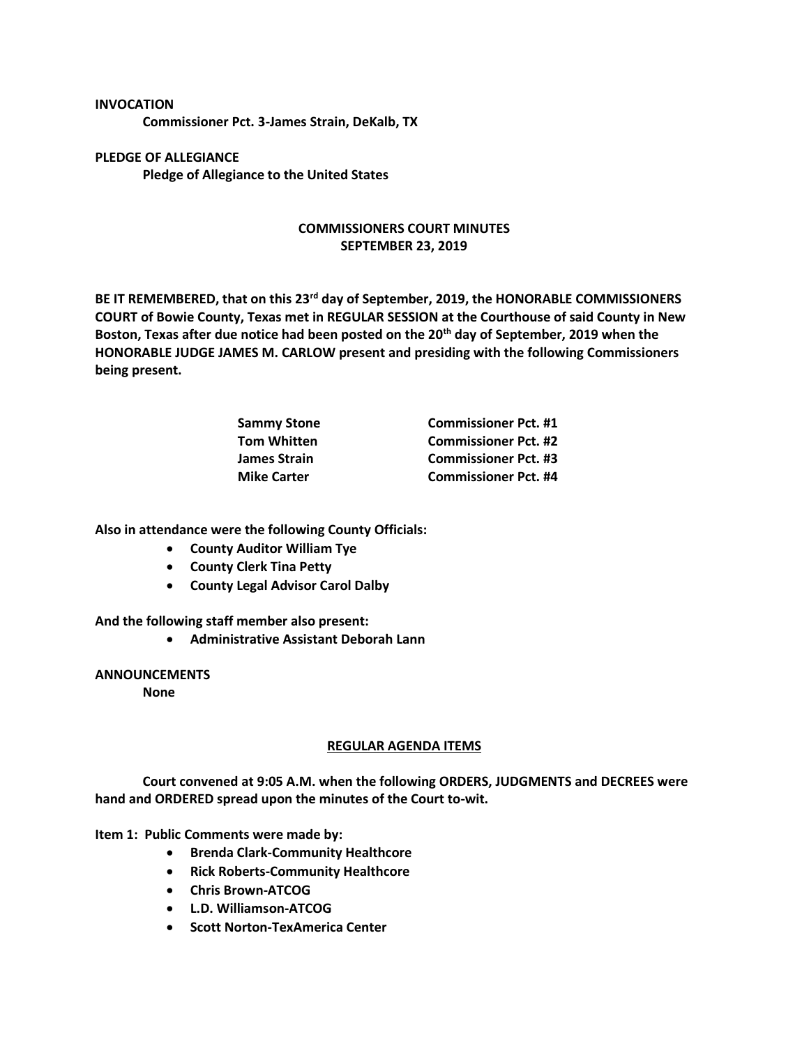**INVOCATION**

**Commissioner Pct. 3-James Strain, DeKalb, TX**

**PLEDGE OF ALLEGIANCE**

**Pledge of Allegiance to the United States**

## COMMISSIONERS COURT MINUTES
## SEPTEMBER 23, 2019

**BE IT REMEMBERED, that on this 23rd day of September, 2019, the HONORABLE COMMISSIONERS COURT of Bowie County, Texas met in REGULAR SESSION at the Courthouse of said County in New Boston, Texas after due notice had been posted on the 20th day of September, 2019 when the HONORABLE JUDGE JAMES M. CARLOW present and presiding with the following Commissioners being present.**

| | |
|---|---|
| **Sammy Stone** | **Commissioner Pct. #1** |
| **Tom Whitten** | **Commissioner Pct. #2** |
| **James Strain** | **Commissioner Pct. #3** |
| **Mike Carter** | **Commissioner Pct. #4** |

**Also in attendance were the following County Officials:**

- **County Auditor William Tye**
- **County Clerk Tina Petty**
- **County Legal Advisor Carol Dalby**

**And the following staff member also present:**

- **Administrative Assistant Deborah Lann**

**ANNOUNCEMENTS**

**None**

## REGULAR AGENDA ITEMS

**Court convened at 9:05 A.M. when the following ORDERS, JUDGMENTS and DECREES were hand and ORDERED spread upon the minutes of the Court to-wit.**

**Item 1: Public Comments were made by:**

- **Brenda Clark-Community Healthcore**
- **Rick Roberts-Community Healthcore**
- **Chris Brown-ATCOG**
- **L.D. Williamson-ATCOG**
- **Scott Norton-TexAmerica Center**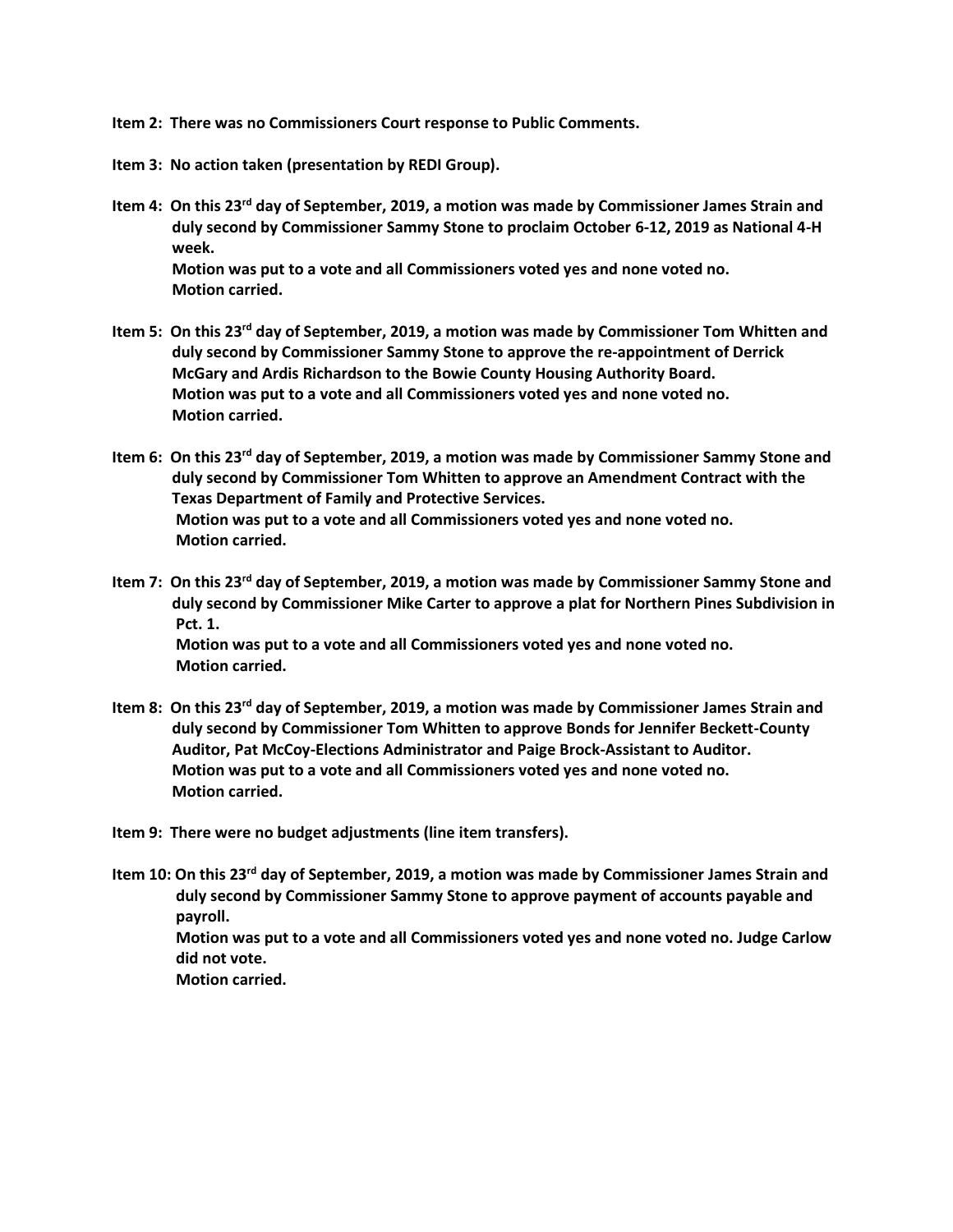**Item 2: There was no Commissioners Court response to Public Comments.**

**Item 3: No action taken (presentation by REDI Group).**

**Item 4: On this 23rd day of September, 2019, a motion was made by Commissioner James Strain and duly second by Commissioner Sammy Stone to proclaim October 6-12, 2019 as National 4-H week.**
**Motion was put to a vote and all Commissioners voted yes and none voted no.**
**Motion carried.**

**Item 5: On this 23rd day of September, 2019, a motion was made by Commissioner Tom Whitten and duly second by Commissioner Sammy Stone to approve the re-appointment of Derrick McGary and Ardis Richardson to the Bowie County Housing Authority Board.**
**Motion was put to a vote and all Commissioners voted yes and none voted no.**
**Motion carried.**

**Item 6: On this 23rd day of September, 2019, a motion was made by Commissioner Sammy Stone and duly second by Commissioner Tom Whitten to approve an Amendment Contract with the Texas Department of Family and Protective Services.**
**Motion was put to a vote and all Commissioners voted yes and none voted no.**
**Motion carried.**

**Item 7: On this 23rd day of September, 2019, a motion was made by Commissioner Sammy Stone and duly second by Commissioner Mike Carter to approve a plat for Northern Pines Subdivision in Pct. 1.**
**Motion was put to a vote and all Commissioners voted yes and none voted no.**
**Motion carried.**

**Item 8: On this 23rd day of September, 2019, a motion was made by Commissioner James Strain and duly second by Commissioner Tom Whitten to approve Bonds for Jennifer Beckett-County Auditor, Pat McCoy-Elections Administrator and Paige Brock-Assistant to Auditor.**
**Motion was put to a vote and all Commissioners voted yes and none voted no.**
**Motion carried.**

**Item 9: There were no budget adjustments (line item transfers).**

**Item 10: On this 23rd day of September, 2019, a motion was made by Commissioner James Strain and duly second by Commissioner Sammy Stone to approve payment of accounts payable and payroll.**
**Motion was put to a vote and all Commissioners voted yes and none voted no. Judge Carlow did not vote.**
**Motion carried.**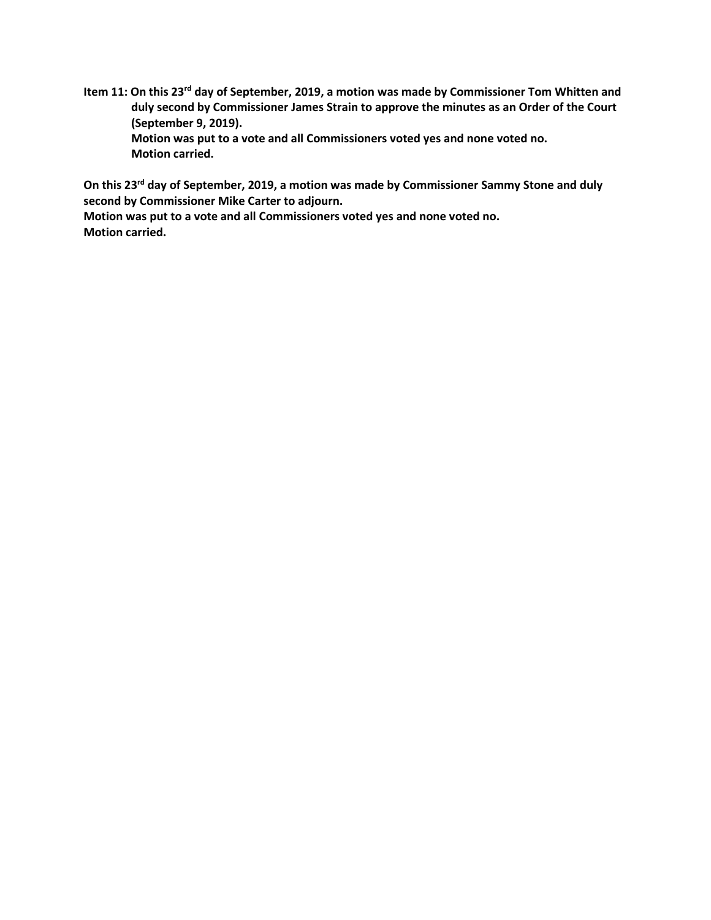**Item 11: On this 23rd day of September, 2019, a motion was made by Commissioner Tom Whitten and duly second by Commissioner James Strain to approve the minutes as an Order of the Court (September 9, 2019).**
**Motion was put to a vote and all Commissioners voted yes and none voted no.**
**Motion carried.**

**On this 23rd day of September, 2019, a motion was made by Commissioner Sammy Stone and duly second by Commissioner Mike Carter to adjourn.**
**Motion was put to a vote and all Commissioners voted yes and none voted no.**
**Motion carried.**